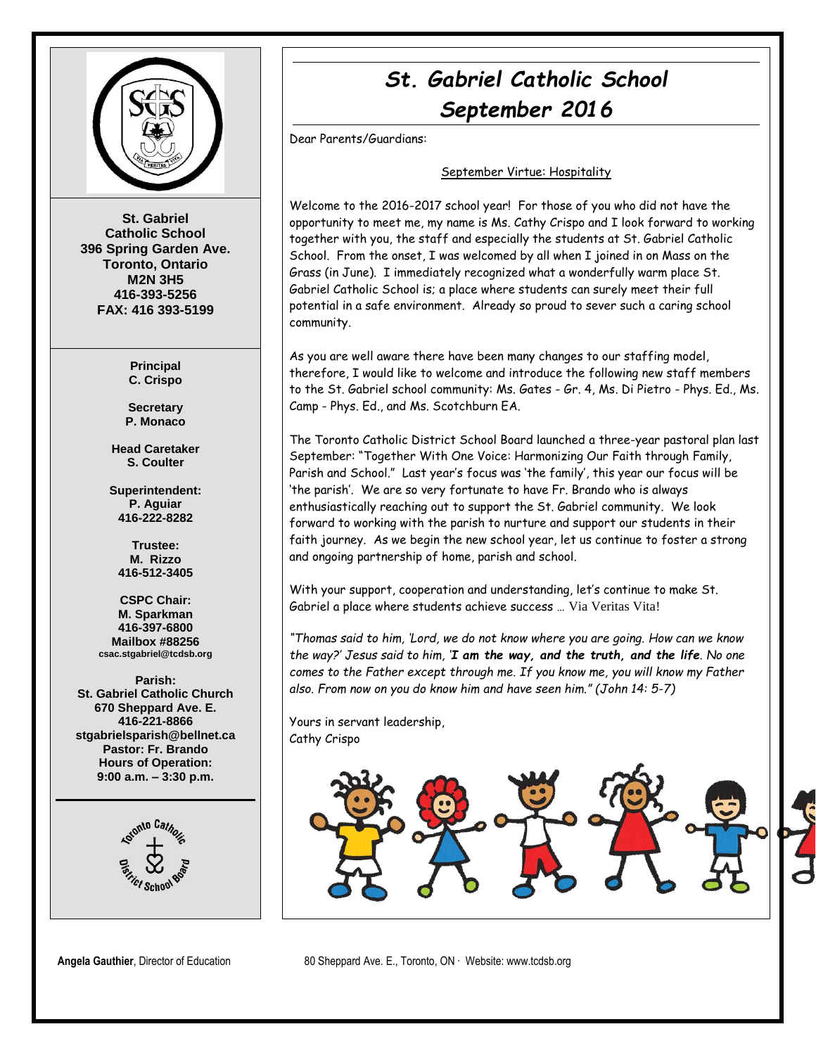St. Gabriel
Catholic School
396 Spring Garden Ave.
Toronto, Ontario
M2N 3H5
416-393-5256
FAX: 416 393-5199

**Principal**
C. Crispo

**Secretary**
P. Monaco

**Head Caretaker**
S. Coulter

**Superintendent:**
P. Aguiar
416-222-8282

**Trustee:**
M. Rizzo
416-512-3405

**CSPC Chair:**
M. Sparkman
416-397-6800
Mailbox #88256
csac.stgabriel@tcdsb.org

**Parish:**
St. Gabriel Catholic Church
670 Sheppard Ave. E.
416-221-8866
stgabrielsparish@bellnet.ca
Pastor: Fr. Brando
Hours of Operation:
9:00 a.m. – 3:30 p.m.

# St. Gabriel Catholic School
## September 2016

Dear Parents/Guardians:

September Virtue: Hospitality

Welcome to the 2016-2017 school year! For those of you who did not have the opportunity to meet me, my name is Ms. Cathy Crispo and I look forward to working together with you, the staff and especially the students at St. Gabriel Catholic School. From the onset, I was welcomed by all when I joined in on Mass on the Grass (in June). I immediately recognized what a wonderfully warm place St. Gabriel Catholic School is; a place where students can surely meet their full potential in a safe environment. Already so proud to sever such a caring school community.

As you are well aware there have been many changes to our staffing model, therefore, I would like to welcome and introduce the following new staff members to the St. Gabriel school community: Ms. Gates - Gr. 4, Ms. Di Pietro - Phys. Ed., Ms. Camp - Phys. Ed., and Ms. Scotchburn EA.

The Toronto Catholic District School Board launched a three-year pastoral plan last September: "Together With One Voice: Harmonizing Our Faith through Family, Parish and School." Last year's focus was 'the family', this year our focus will be 'the parish'. We are so very fortunate to have Fr. Brando who is always enthusiastically reaching out to support the St. Gabriel community. We look forward to working with the parish to nurture and support our students in their faith journey. As we begin the new school year, let us continue to foster a strong and ongoing partnership of home, parish and school.

With your support, cooperation and understanding, let's continue to make St. Gabriel a place where students achieve success … Via Veritas Vita!

*"Thomas said to him, 'Lord, we do not know where you are going. How can we know the way?' Jesus said to him, '**I am the way, and the truth, and the life**. No one comes to the Father except through me. If you know me, you will know my Father also. From now on you do know him and have seen him." (John 14: 5-7)*

Yours in servant leadership,
Cathy Crispo

**Angela Gauthier**, Director of Education

80 Sheppard Ave. E., Toronto, ON · Website: www.tcdsb.org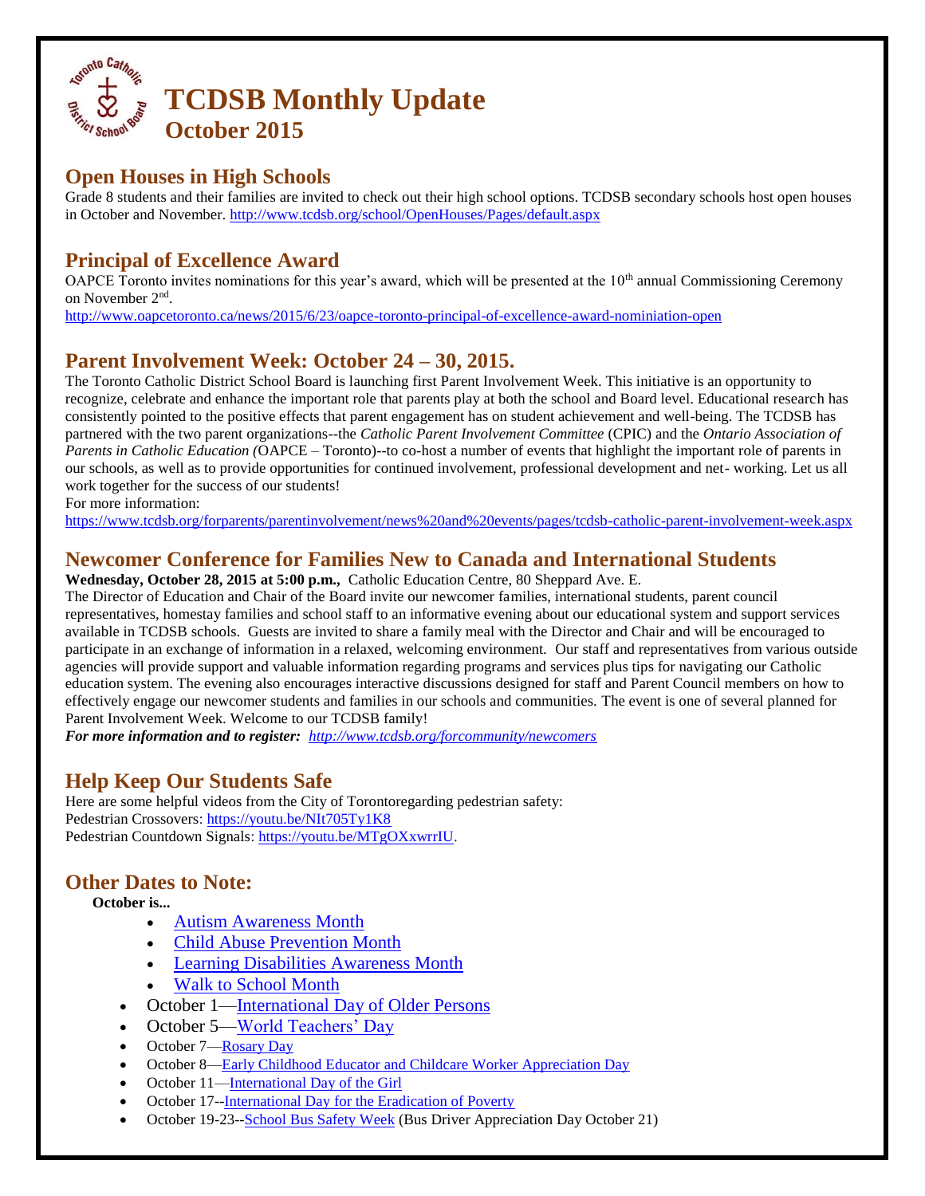# TCDSB Monthly Update
## October 2015

## Open Houses in High Schools

Grade 8 students and their families are invited to check out their high school options. TCDSB secondary schools host open houses in October and November. http://www.tcdsb.org/school/OpenHouses/Pages/default.aspx

## Principal of Excellence Award

OAPCE Toronto invites nominations for this year's award, which will be presented at the 10th annual Commissioning Ceremony on November 2nd.

http://www.oapcetoronto.ca/news/2015/6/23/oapce-toronto-principal-of-excellence-award-nominiation-open

## Parent Involvement Week: October 24 – 30, 2015.

The Toronto Catholic District School Board is launching first Parent Involvement Week. This initiative is an opportunity to recognize, celebrate and enhance the important role that parents play at both the school and Board level. Educational research has consistently pointed to the positive effects that parent engagement has on student achievement and well-being. The TCDSB has partnered with the two parent organizations--the *Catholic Parent Involvement Committee* (CPIC) and the *Ontario Association of Parents in Catholic Education (*OAPCE – Toronto)--to co-host a number of events that highlight the important role of parents in our schools, as well as to provide opportunities for continued involvement, professional development and net- working. Let us all work together for the success of our students!

For more information:

https://www.tcdsb.org/forparents/parentinvolvement/news%20and%20events/pages/tcdsb-catholic-parent-involvement-week.aspx

## Newcomer Conference for Families New to Canada and International Students

**Wednesday, October 28, 2015 at 5:00 p.m.,** Catholic Education Centre, 80 Sheppard Ave. E.

The Director of Education and Chair of the Board invite our newcomer families, international students, parent council representatives, homestay families and school staff to an informative evening about our educational system and support services available in TCDSB schools. Guests are invited to share a family meal with the Director and Chair and will be encouraged to participate in an exchange of information in a relaxed, welcoming environment. Our staff and representatives from various outside agencies will provide support and valuable information regarding programs and services plus tips for navigating our Catholic education system. The evening also encourages interactive discussions designed for staff and Parent Council members on how to effectively engage our newcomer students and families in our schools and communities. The event is one of several planned for Parent Involvement Week. Welcome to our TCDSB family!

***For more information and to register:*** *http://www.tcdsb.org/forcommunity/newcomers*

## Help Keep Our Students Safe

Here are some helpful videos from the City of Torontoregarding pedestrian safety:

Pedestrian Crossovers: https://youtu.be/NIt705Ty1K8

Pedestrian Countdown Signals: https://youtu.be/MTgOXxwrrIU.

## Other Dates to Note:

**October is...**

- Autism Awareness Month
- Child Abuse Prevention Month
- Learning Disabilities Awareness Month
- Walk to School Month

- October 1—International Day of Older Persons
- October 5—World Teachers' Day
- October 7—Rosary Day
- October 8—Early Childhood Educator and Childcare Worker Appreciation Day
- October 11—International Day of the Girl
- October 17--International Day for the Eradication of Poverty
- October 19-23--School Bus Safety Week (Bus Driver Appreciation Day October 21)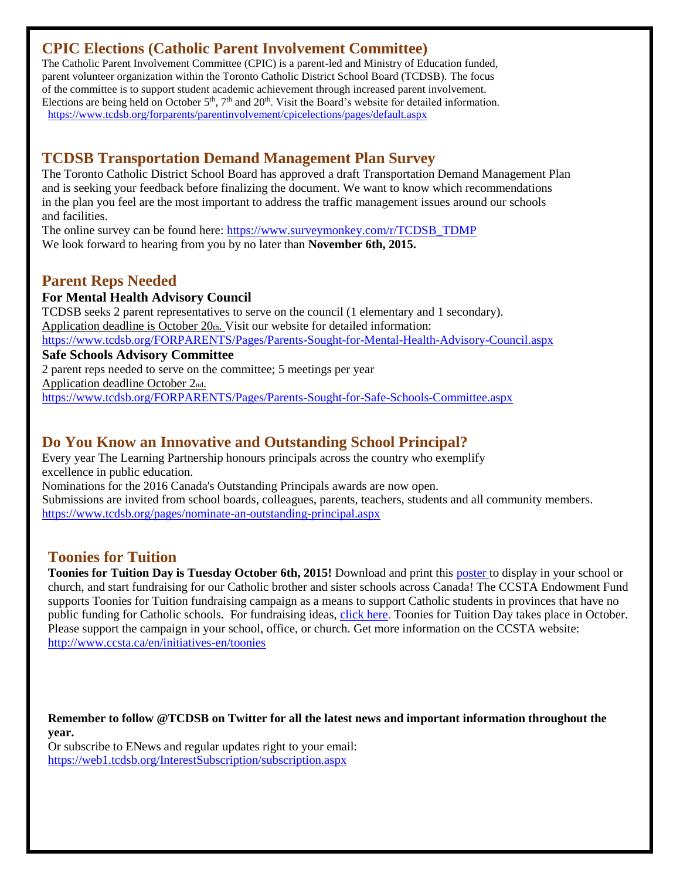## CPIC Elections (Catholic Parent Involvement Committee)

The Catholic Parent Involvement Committee (CPIC) is a parent-led and Ministry of Education funded, parent volunteer organization within the Toronto Catholic District School Board (TCDSB). The focus of the committee is to support student academic achievement through increased parent involvement. Elections are being held on October 5th, 7th and 20th. Visit the Board's website for detailed information.
https://www.tcdsb.org/forparents/parentinvolvement/cpicelections/pages/default.aspx

## TCDSB Transportation Demand Management Plan Survey

The Toronto Catholic District School Board has approved a draft Transportation Demand Management Plan and is seeking your feedback before finalizing the document. We want to know which recommendations in the plan you feel are the most important to address the traffic management issues around our schools and facilities.

The online survey can be found here: https://www.surveymonkey.com/r/TCDSB_TDMP

We look forward to hearing from you by no later than **November 6th, 2015.**

## Parent Reps Needed

**For Mental Health Advisory Council**

TCDSB seeks 2 parent representatives to serve on the council (1 elementary and 1 secondary).

Application deadline is October 20th. Visit our website for detailed information:
https://www.tcdsb.org/FORPARENTS/Pages/Parents-Sought-for-Mental-Health-Advisory-Council.aspx

**Safe Schools Advisory Committee**

2 parent reps needed to serve on the committee; 5 meetings per year

Application deadline October 2nd.
https://www.tcdsb.org/FORPARENTS/Pages/Parents-Sought-for-Safe-Schools-Committee.aspx

## Do You Know an Innovative and Outstanding School Principal?

Every year The Learning Partnership honours principals across the country who exemplify excellence in public education.

Nominations for the 2016 Canada's Outstanding Principals awards are now open.

Submissions are invited from school boards, colleagues, parents, teachers, students and all community members.
https://www.tcdsb.org/pages/nominate-an-outstanding-principal.aspx

## Toonies for Tuition

**Toonies for Tuition Day is Tuesday October 6th, 2015!** Download and print this poster to display in your school or church, and start fundraising for our Catholic brother and sister schools across Canada! The CCSTA Endowment Fund supports Toonies for Tuition fundraising campaign as a means to support Catholic students in provinces that have no public funding for Catholic schools. For fundraising ideas, click here. Toonies for Tuition Day takes place in October. Please support the campaign in your school, office, or church. Get more information on the CCSTA website:
http://www.ccsta.ca/en/initiatives-en/toonies

**Remember to follow @TCDSB on Twitter for all the latest news and important information throughout the year.**

Or subscribe to ENews and regular updates right to your email:
https://web1.tcdsb.org/InterestSubscription/subscription.aspx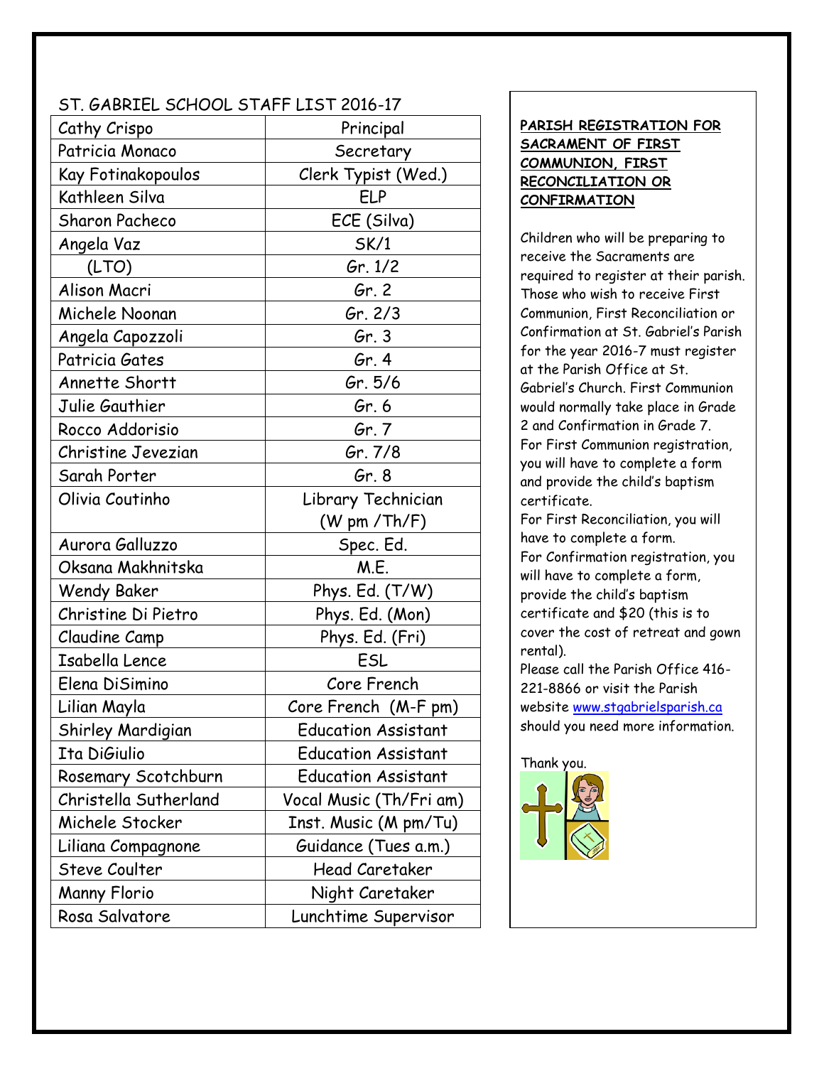## ST. GABRIEL SCHOOL STAFF LIST 2016-17

| | |
|---|---|
| Cathy Crispo | Principal |
| Patricia Monaco | Secretary |
| Kay Fotinakopoulos | Clerk Typist (Wed.) |
| Kathleen Silva | ELP |
| Sharon Pacheco | ECE (Silva) |
| Angela Vaz | SK/1 |
| (LTO) | Gr. 1/2 |
| Alison Macri | Gr. 2 |
| Michele Noonan | Gr. 2/3 |
| Angela Capozzoli | Gr. 3 |
| Patricia Gates | Gr. 4 |
| Annette Shortt | Gr. 5/6 |
| Julie Gauthier | Gr. 6 |
| Rocco Addorisio | Gr. 7 |
| Christine Jevezian | Gr. 7/8 |
| Sarah Porter | Gr. 8 |
| Olivia Coutinho | Library Technician (W pm /Th/F) |
| Aurora Galluzzo | Spec. Ed. |
| Oksana Makhnitska | M.E. |
| Wendy Baker | Phys. Ed. (T/W) |
| Christine Di Pietro | Phys. Ed. (Mon) |
| Claudine Camp | Phys. Ed. (Fri) |
| Isabella Lence | ESL |
| Elena DiSimino | Core French |
| Lilian Mayla | Core French (M-F pm) |
| Shirley Mardigian | Education Assistant |
| Ita DiGiulio | Education Assistant |
| Rosemary Scotchburn | Education Assistant |
| Christella Sutherland | Vocal Music (Th/Fri am) |
| Michele Stocker | Inst. Music (M pm/Tu) |
| Liliana Compagnone | Guidance (Tues a.m.) |
| Steve Coulter | Head Caretaker |
| Manny Florio | Night Caretaker |
| Rosa Salvatore | Lunchtime Supervisor |

**PARISH REGISTRATION FOR SACRAMENT OF FIRST COMMUNION, FIRST RECONCILIATION OR CONFIRMATION**

Children who will be preparing to receive the Sacraments are required to register at their parish. Those who wish to receive First Communion, First Reconciliation or Confirmation at St. Gabriel's Parish for the year 2016-7 must register at the Parish Office at St. Gabriel's Church. First Communion would normally take place in Grade 2 and Confirmation in Grade 7.

For First Communion registration, you will have to complete a form and provide the child's baptism certificate.

For First Reconciliation, you will have to complete a form.

For Confirmation registration, you will have to complete a form, provide the child's baptism certificate and $20 (this is to cover the cost of retreat and gown rental).

Please call the Parish Office 416-221-8866 or visit the Parish website www.stgabrielsparish.ca should you need more information.

Thank you.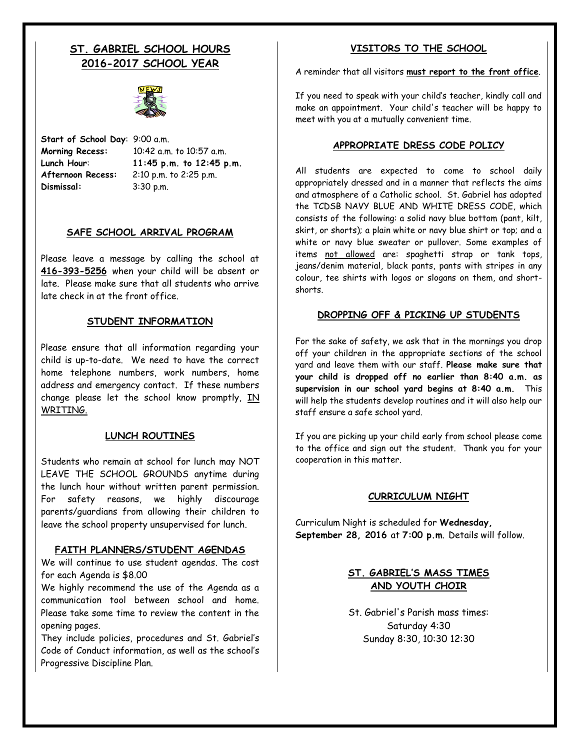## ST. GABRIEL SCHOOL HOURS
## 2016-2017 SCHOOL YEAR

**Start of School Day**: 9:00 a.m.
**Morning Recess:** 10:42 a.m. to 10:57 a.m.
**Lunch Hour**: **11:45 p.m. to 12:45 p.m.**
**Afternoon Recess:** 2:10 p.m. to 2:25 p.m.
**Dismissal:** 3:30 p.m.

### SAFE SCHOOL ARRIVAL PROGRAM

Please leave a message by calling the school at **416-393-5256** when your child will be absent or late. Please make sure that all students who arrive late check in at the front office.

### STUDENT INFORMATION

Please ensure that all information regarding your child is up-to-date. We need to have the correct home telephone numbers, work numbers, home address and emergency contact. If these numbers change please let the school know promptly, IN WRITING.

### LUNCH ROUTINES

Students who remain at school for lunch may NOT LEAVE THE SCHOOL GROUNDS anytime during the lunch hour without written parent permission. For safety reasons, we highly discourage parents/guardians from allowing their children to leave the school property unsupervised for lunch.

### FAITH PLANNERS/STUDENT AGENDAS

We will continue to use student agendas. The cost for each Agenda is $8.00

We highly recommend the use of the Agenda as a communication tool between school and home. Please take some time to review the content in the opening pages.

They include policies, procedures and St. Gabriel's Code of Conduct information, as well as the school's Progressive Discipline Plan.

### VISITORS TO THE SCHOOL

A reminder that all visitors **must report to the front office**.

If you need to speak with your child's teacher, kindly call and make an appointment. Your child's teacher will be happy to meet with you at a mutually convenient time.

### APPROPRIATE DRESS CODE POLICY

All students are expected to come to school daily appropriately dressed and in a manner that reflects the aims and atmosphere of a Catholic school. St. Gabriel has adopted the TCDSB NAVY BLUE AND WHITE DRESS CODE, which consists of the following: a solid navy blue bottom (pant, kilt, skirt, or shorts); a plain white or navy blue shirt or top; and a white or navy blue sweater or pullover. Some examples of items not allowed are: spaghetti strap or tank tops, jeans/denim material, black pants, pants with stripes in any colour, tee shirts with logos or slogans on them, and short-shorts.

### DROPPING OFF & PICKING UP STUDENTS

For the sake of safety, we ask that in the mornings you drop off your children in the appropriate sections of the school yard and leave them with our staff. **Please make sure that your child is dropped off no earlier than 8:40 a.m. as supervision in our school yard begins at 8:40 a.m.** This will help the students develop routines and it will also help our staff ensure a safe school yard.

If you are picking up your child early from school please come to the office and sign out the student. Thank you for your cooperation in this matter.

### CURRICULUM NIGHT

Curriculum Night is scheduled for **Wednesday, September 28, 2016** at **7:00 p.m**. Details will follow.

### ST. GABRIEL'S MASS TIMES AND YOUTH CHOIR

St. Gabriel's Parish mass times:
Saturday 4:30
Sunday 8:30, 10:30 12:30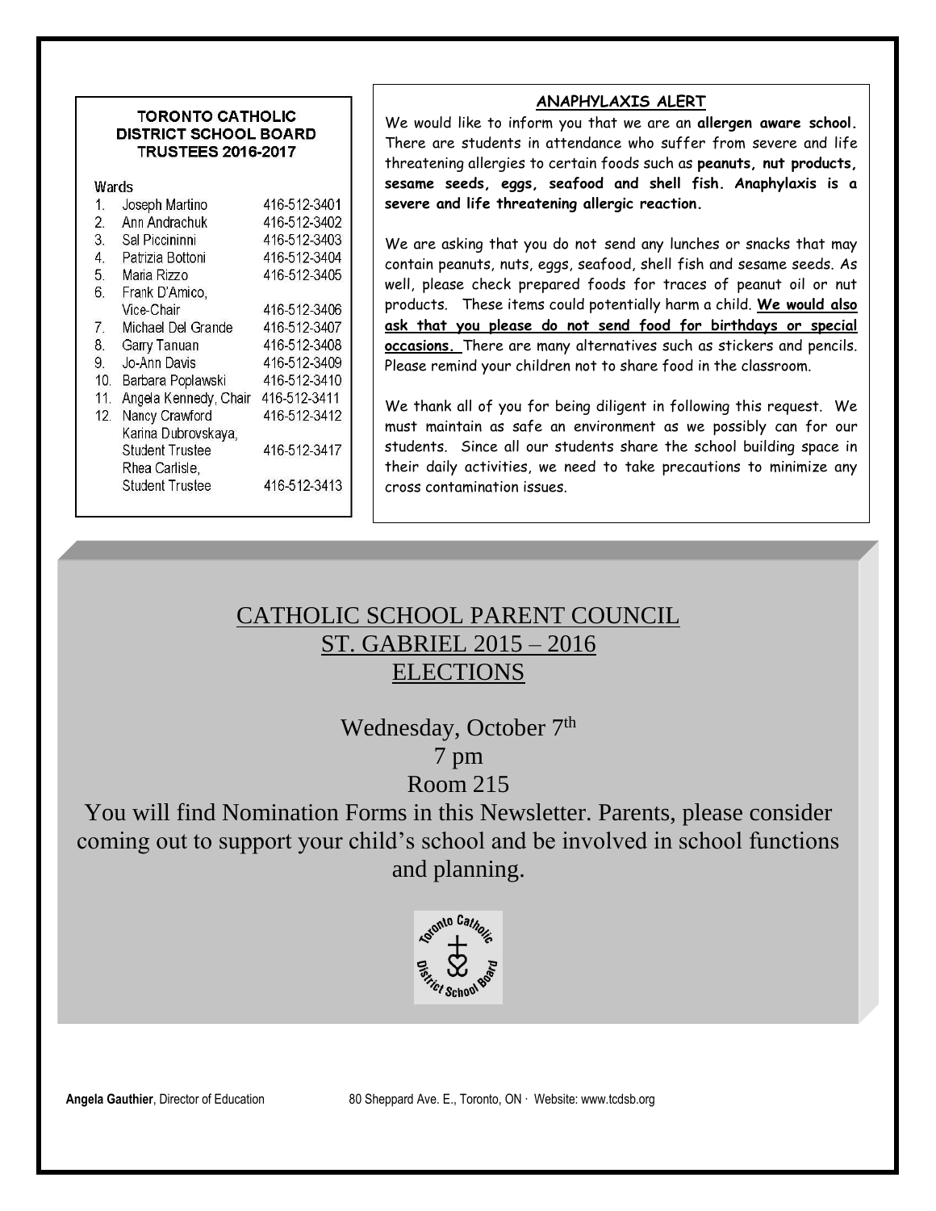## TORONTO CATHOLIC DISTRICT SCHOOL BOARD TRUSTEES 2016-2017

Wards

| | | |
|---|---|---|
| 1. | Joseph Martino | 416-512-3401 |
| 2. | Ann Andrachuk | 416-512-3402 |
| 3. | Sal Piccininni | 416-512-3403 |
| 4. | Patrizia Bottoni | 416-512-3404 |
| 5. | Maria Rizzo | 416-512-3405 |
| 6. | Frank D'Amico, Vice-Chair | 416-512-3406 |
| 7. | Michael Del Grande | 416-512-3407 |
| 8. | Garry Tanuan | 416-512-3408 |
| 9. | Jo-Ann Davis | 416-512-3409 |
| 10. | Barbara Poplawski | 416-512-3410 |
| 11. | Angela Kennedy, Chair | 416-512-3411 |
| 12. | Nancy Crawford | 416-512-3412 |
| | Karina Dubrovskaya, Student Trustee | 416-512-3417 |
| | Rhea Carlisle, Student Trustee | 416-512-3413 |

## ANAPHYLAXIS ALERT

We would like to inform you that we are an **allergen aware school.** There are students in attendance who suffer from severe and life threatening allergies to certain foods such as **peanuts, nut products, sesame seeds, eggs, seafood and shell fish. Anaphylaxis is a severe and life threatening allergic reaction.**

We are asking that you do not send any lunches or snacks that may contain peanuts, nuts, eggs, seafood, shell fish and sesame seeds. As well, please check prepared foods for traces of peanut oil or nut products. These items could potentially harm a child. **We would also ask that you please do not send food for birthdays or special occasions.** There are many alternatives such as stickers and pencils. Please remind your children not to share food in the classroom.

We thank all of you for being diligent in following this request. We must maintain as safe an environment as we possibly can for our students. Since all our students share the school building space in their daily activities, we need to take precautions to minimize any cross contamination issues.

## CATHOLIC SCHOOL PARENT COUNCIL
## ST. GABRIEL 2015 – 2016
## ELECTIONS

Wednesday, October 7th

7 pm

Room 215

You will find Nomination Forms in this Newsletter. Parents, please consider coming out to support your child's school and be involved in school functions and planning.

**Angela Gauthier**, Director of Education    80 Sheppard Ave. E., Toronto, ON · Website: www.tcdsb.org